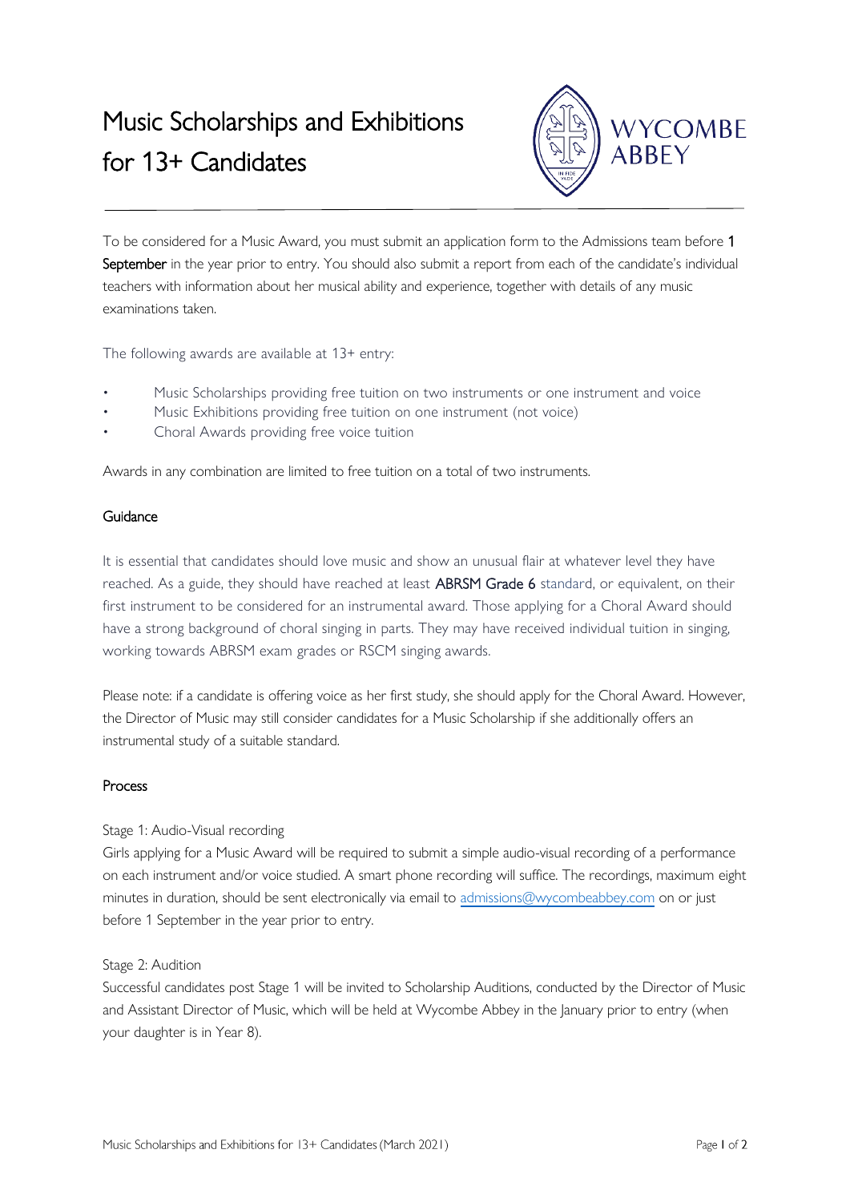# Music Scholarships and Exhibitions for 13+ Candidates

To be considered for a Music Award, you must submit an application form to the Admissions team before **1 September** in the year prior to entry. You should also submit a report from each of the candidate's individual teachers with information about her musical ability and experience, together with details of any music examinations taken.

The following awards are available at 13+ entry:

- Music Scholarships providing free tuition on two instruments or one instrument and voice
- Music Exhibitions providing free tuition on one instrument (not voice)
- Choral Awards providing free voice tuition

Awards in any combination are limited to free tuition on a total of two instruments.

## Guidance

It is essential that candidates should love music and show an unusual flair at whatever level they have reached. As a guide, they should have reached at least **ABRSM Grade 6** standard, or equivalent, on their first instrument to be considered for an instrumental award. Those applying for a Choral Award should have a strong background of choral singing in parts. They may have received individual tuition in singing, working towards ABRSM exam grades or RSCM singing awards.

Please note: if a candidate is offering voice as her first study, she should apply for the Choral Award. However, the Director of Music may still consider candidates for a Music Scholarship if she additionally offers an instrumental study of a suitable standard.

## Process

Stage 1: Audio-Visual recording

Girls applying for a Music Award will be required to submit a simple audio-visual recording of a performance on each instrument and/or voice studied. A smart phone recording will suffice. The recordings, maximum eight minutes in duration, should be sent electronically via email to admissions@wycombeabbey.com on or just before 1 September in the year prior to entry.

Stage 2: Audition

Successful candidates post Stage 1 will be invited to Scholarship Auditions, conducted by the Director of Music and Assistant Director of Music, which will be held at Wycombe Abbey in the January prior to entry (when your daughter is in Year 8).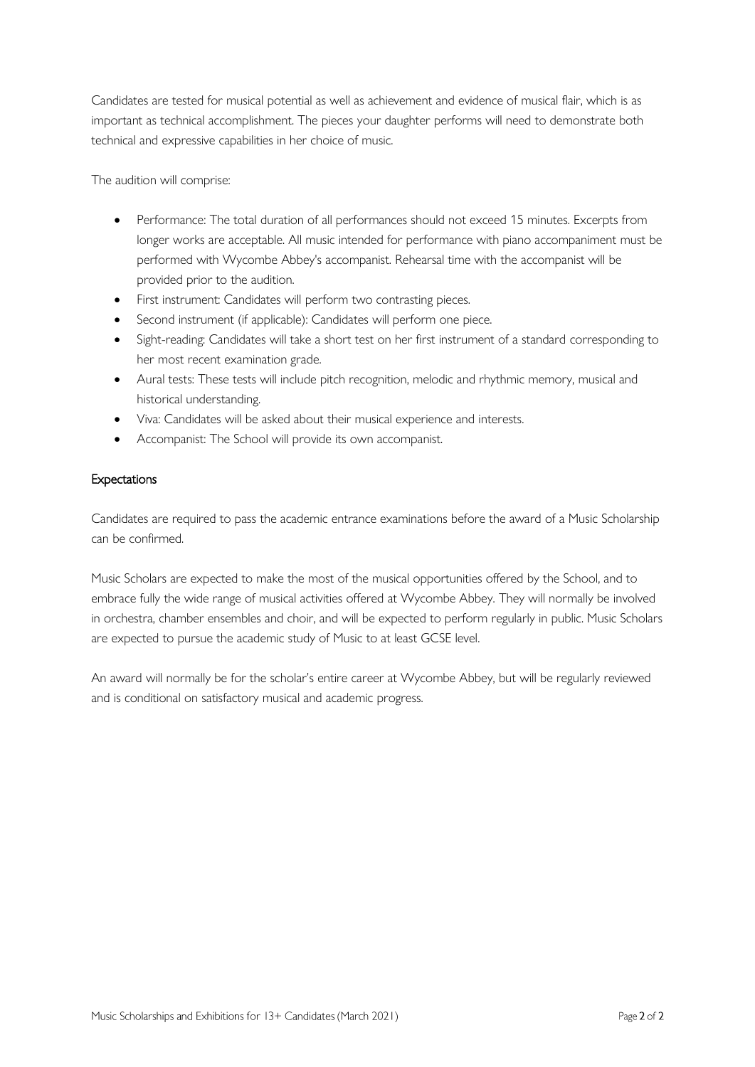Candidates are tested for musical potential as well as achievement and evidence of musical flair, which is as important as technical accomplishment. The pieces your daughter performs will need to demonstrate both technical and expressive capabilities in her choice of music.

The audition will comprise:

- Performance: The total duration of all performances should not exceed 15 minutes. Excerpts from longer works are acceptable. All music intended for performance with piano accompaniment must be performed with Wycombe Abbey's accompanist. Rehearsal time with the accompanist will be provided prior to the audition.
- First instrument: Candidates will perform two contrasting pieces.
- Second instrument (if applicable): Candidates will perform one piece.
- Sight-reading: Candidates will take a short test on her first instrument of a standard corresponding to her most recent examination grade.
- Aural tests: These tests will include pitch recognition, melodic and rhythmic memory, musical and historical understanding.
- Viva: Candidates will be asked about their musical experience and interests.
- Accompanist: The School will provide its own accompanist.

## Expectations

Candidates are required to pass the academic entrance examinations before the award of a Music Scholarship can be confirmed.

Music Scholars are expected to make the most of the musical opportunities offered by the School, and to embrace fully the wide range of musical activities offered at Wycombe Abbey. They will normally be involved in orchestra, chamber ensembles and choir, and will be expected to perform regularly in public. Music Scholars are expected to pursue the academic study of Music to at least GCSE level.

An award will normally be for the scholar's entire career at Wycombe Abbey, but will be regularly reviewed and is conditional on satisfactory musical and academic progress.